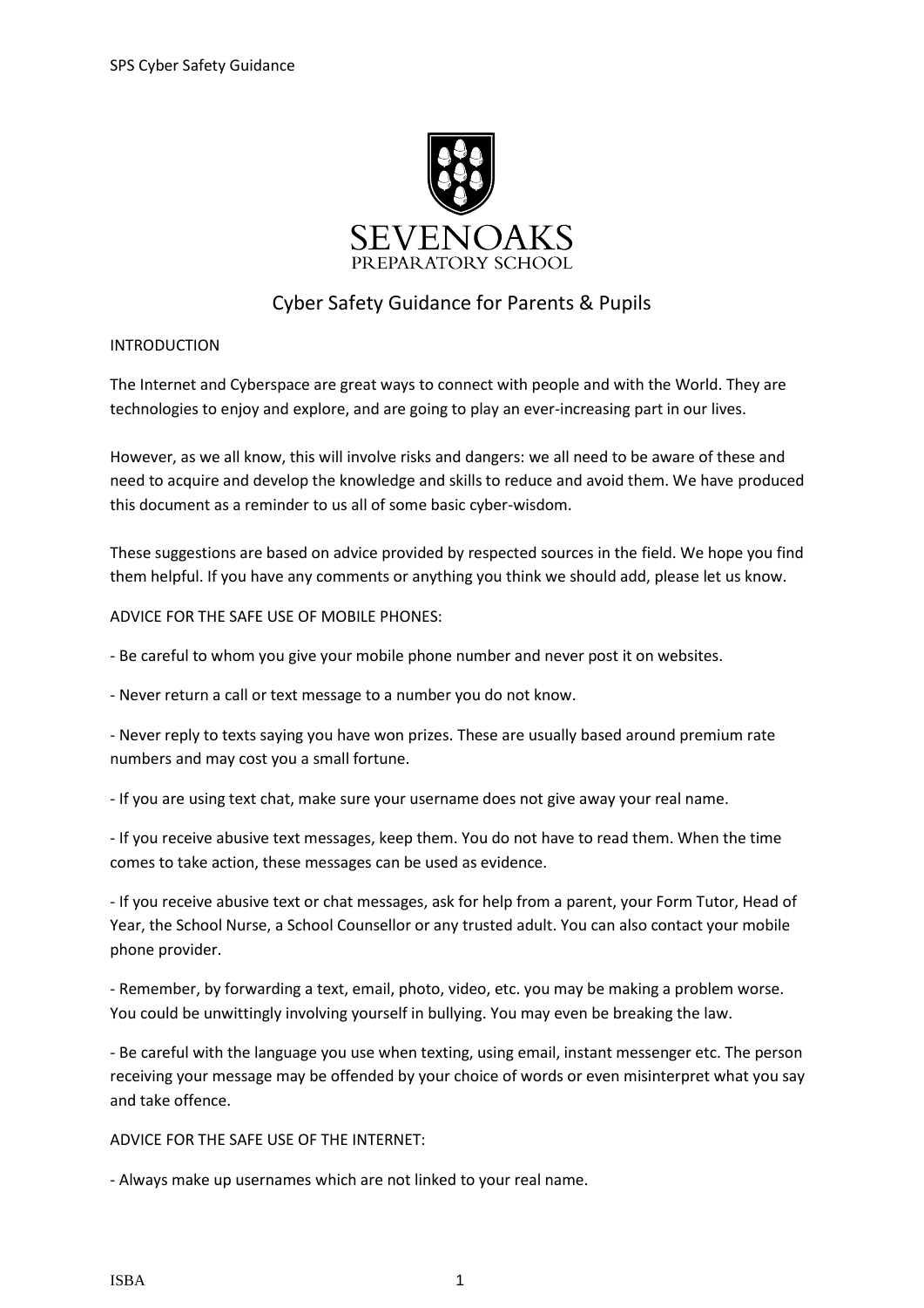SEVENOAKS
PREPARATORY SCHOOL

# Cyber Safety Guidance for Parents & Pupils

## INTRODUCTION

The Internet and Cyberspace are great ways to connect with people and with the World. They are technologies to enjoy and explore, and are going to play an ever-increasing part in our lives.

However, as we all know, this will involve risks and dangers: we all need to be aware of these and need to acquire and develop the knowledge and skills to reduce and avoid them. We have produced this document as a reminder to us all of some basic cyber-wisdom.

These suggestions are based on advice provided by respected sources in the field. We hope you find them helpful. If you have any comments or anything you think we should add, please let us know.

## ADVICE FOR THE SAFE USE OF MOBILE PHONES:

- Be careful to whom you give your mobile phone number and never post it on websites.

- Never return a call or text message to a number you do not know.

- Never reply to texts saying you have won prizes. These are usually based around premium rate numbers and may cost you a small fortune.

- If you are using text chat, make sure your username does not give away your real name.

- If you receive abusive text messages, keep them. You do not have to read them. When the time comes to take action, these messages can be used as evidence.

- If you receive abusive text or chat messages, ask for help from a parent, your Form Tutor, Head of Year, the School Nurse, a School Counsellor or any trusted adult. You can also contact your mobile phone provider.

- Remember, by forwarding a text, email, photo, video, etc. you may be making a problem worse. You could be unwittingly involving yourself in bullying. You may even be breaking the law.

- Be careful with the language you use when texting, using email, instant messenger etc. The person receiving your message may be offended by your choice of words or even misinterpret what you say and take offence.

## ADVICE FOR THE SAFE USE OF THE INTERNET:

- Always make up usernames which are not linked to your real name.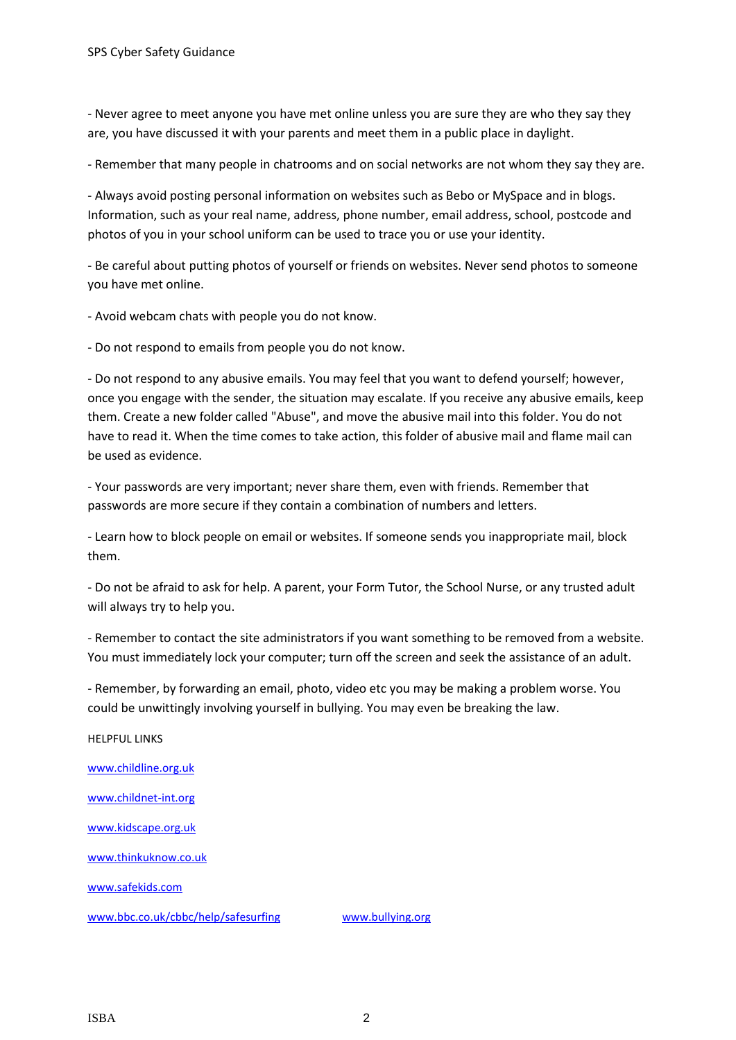- Never agree to meet anyone you have met online unless you are sure they are who they say they are, you have discussed it with your parents and meet them in a public place in daylight.

- Remember that many people in chatrooms and on social networks are not whom they say they are.

- Always avoid posting personal information on websites such as Bebo or MySpace and in blogs. Information, such as your real name, address, phone number, email address, school, postcode and photos of you in your school uniform can be used to trace you or use your identity.

- Be careful about putting photos of yourself or friends on websites. Never send photos to someone you have met online.

- Avoid webcam chats with people you do not know.

- Do not respond to emails from people you do not know.

- Do not respond to any abusive emails. You may feel that you want to defend yourself; however, once you engage with the sender, the situation may escalate. If you receive any abusive emails, keep them. Create a new folder called "Abuse", and move the abusive mail into this folder. You do not have to read it. When the time comes to take action, this folder of abusive mail and flame mail can be used as evidence.

- Your passwords are very important; never share them, even with friends. Remember that passwords are more secure if they contain a combination of numbers and letters.

- Learn how to block people on email or websites. If someone sends you inappropriate mail, block them.

- Do not be afraid to ask for help. A parent, your Form Tutor, the School Nurse, or any trusted adult will always try to help you.

- Remember to contact the site administrators if you want something to be removed from a website. You must immediately lock your computer; turn off the screen and seek the assistance of an adult.

- Remember, by forwarding an email, photo, video etc you may be making a problem worse. You could be unwittingly involving yourself in bullying. You may even be breaking the law.

HELPFUL LINKS

www.childline.org.uk

www.childnet-int.org

www.kidscape.org.uk

www.thinkuknow.co.uk

www.safekids.com

www.bbc.co.uk/cbbc/help/safesurfing

www.bullying.org